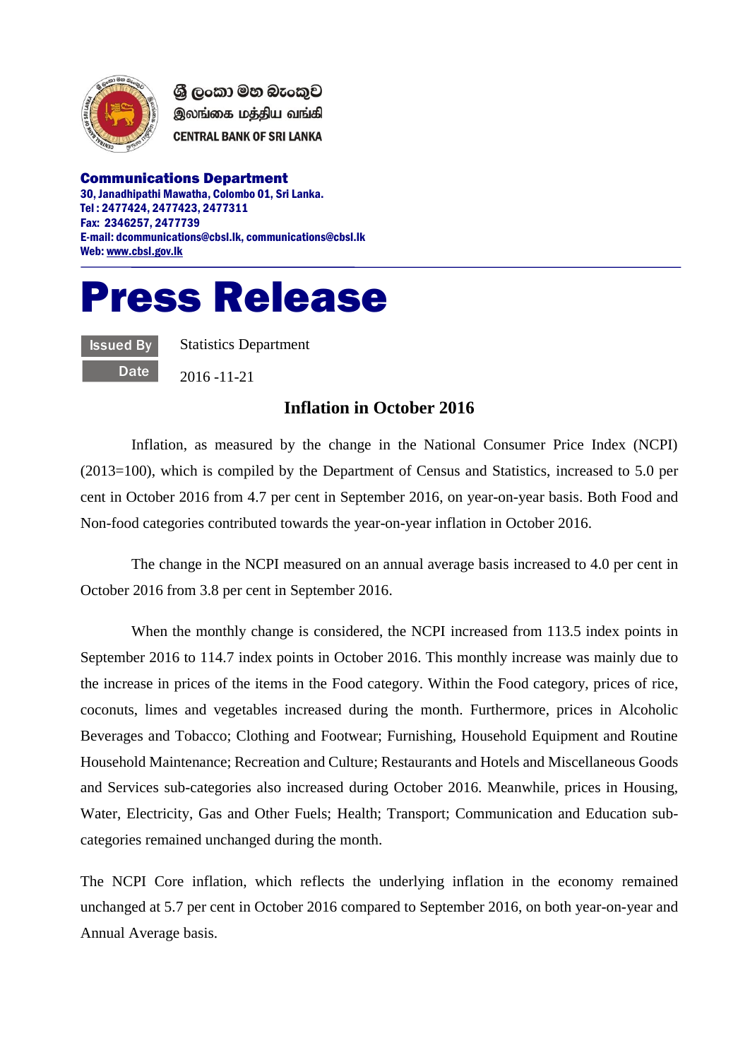ශ්‍රී ලංකා මහ බැංකුව
இலங்கை மத்திய வங்கி
CENTRAL BANK OF SRI LANKA

**Communications Department**
30, Janadhipathi Mawatha, Colombo 01, Sri Lanka.
Tel : 2477424, 2477423, 2477311
Fax: 2346257, 2477739
E-mail: dcommunications@cbsl.lk, communications@cbsl.lk
Web: www.cbsl.gov.lk

# Press Release

| | |
|---|---|
| Issued By | Statistics Department |
| Date | 2016 -11-21 |

## Inflation in October 2016

Inflation, as measured by the change in the National Consumer Price Index (NCPI) (2013=100), which is compiled by the Department of Census and Statistics, increased to 5.0 per cent in October 2016 from 4.7 per cent in September 2016, on year-on-year basis. Both Food and Non-food categories contributed towards the year-on-year inflation in October 2016.

The change in the NCPI measured on an annual average basis increased to 4.0 per cent in October 2016 from 3.8 per cent in September 2016.

When the monthly change is considered, the NCPI increased from 113.5 index points in September 2016 to 114.7 index points in October 2016. This monthly increase was mainly due to the increase in prices of the items in the Food category. Within the Food category, prices of rice, coconuts, limes and vegetables increased during the month. Furthermore, prices in Alcoholic Beverages and Tobacco; Clothing and Footwear; Furnishing, Household Equipment and Routine Household Maintenance; Recreation and Culture; Restaurants and Hotels and Miscellaneous Goods and Services sub-categories also increased during October 2016. Meanwhile, prices in Housing, Water, Electricity, Gas and Other Fuels; Health; Transport; Communication and Education sub-categories remained unchanged during the month.

The NCPI Core inflation, which reflects the underlying inflation in the economy remained unchanged at 5.7 per cent in October 2016 compared to September 2016, on both year-on-year and Annual Average basis.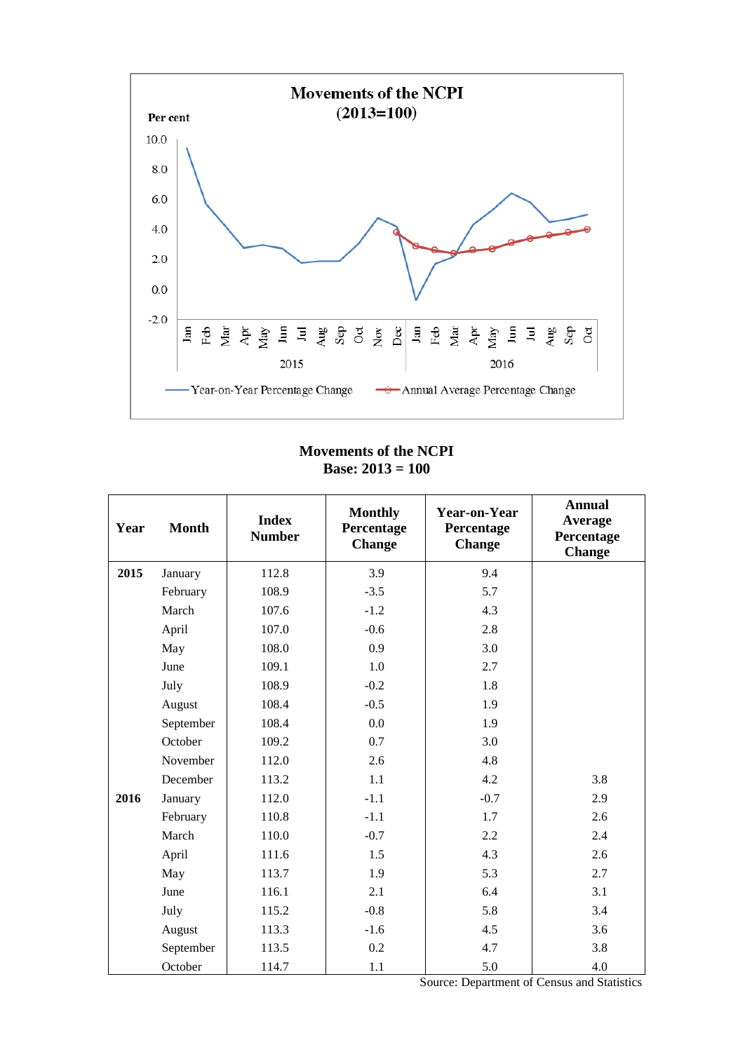Movements of the NCPI
(2013=100)

Per cent

10.0
8.0
6.0
4.0
2.0
0.0
-2.0

Jan Feb Mar Apr May Jun Jul Aug Sep Oct Nov Dec Jan Feb Mar Apr May Jun Jul Aug Sep Oct

2015 2016

Year-on-Year Percentage Change
Annual Average Percentage Change

**Movements of the NCPI**
**Base: 2013 = 100**

| Year | Month | Index Number | Monthly Percentage Change | Year-on-Year Percentage Change | Annual Average Percentage Change |
|---|---|---|---|---|---|
| **2015** | January | 112.8 | 3.9 | 9.4 | |
| | February | 108.9 | -3.5 | 5.7 | |
| | March | 107.6 | -1.2 | 4.3 | |
| | April | 107.0 | -0.6 | 2.8 | |
| | May | 108.0 | 0.9 | 3.0 | |
| | June | 109.1 | 1.0 | 2.7 | |
| | July | 108.9 | -0.2 | 1.8 | |
| | August | 108.4 | -0.5 | 1.9 | |
| | September | 108.4 | 0.0 | 1.9 | |
| | October | 109.2 | 0.7 | 3.0 | |
| | November | 112.0 | 2.6 | 4.8 | |
| | December | 113.2 | 1.1 | 4.2 | 3.8 |
| **2016** | January | 112.0 | -1.1 | -0.7 | 2.9 |
| | February | 110.8 | -1.1 | 1.7 | 2.6 |
| | March | 110.0 | -0.7 | 2.2 | 2.4 |
| | April | 111.6 | 1.5 | 4.3 | 2.6 |
| | May | 113.7 | 1.9 | 5.3 | 2.7 |
| | June | 116.1 | 2.1 | 6.4 | 3.1 |
| | July | 115.2 | -0.8 | 5.8 | 3.4 |
| | August | 113.3 | -1.6 | 4.5 | 3.6 |
| | September | 113.5 | 0.2 | 4.7 | 3.8 |
| | October | 114.7 | 1.1 | 5.0 | 4.0 |

Source: Department of Census and Statistics